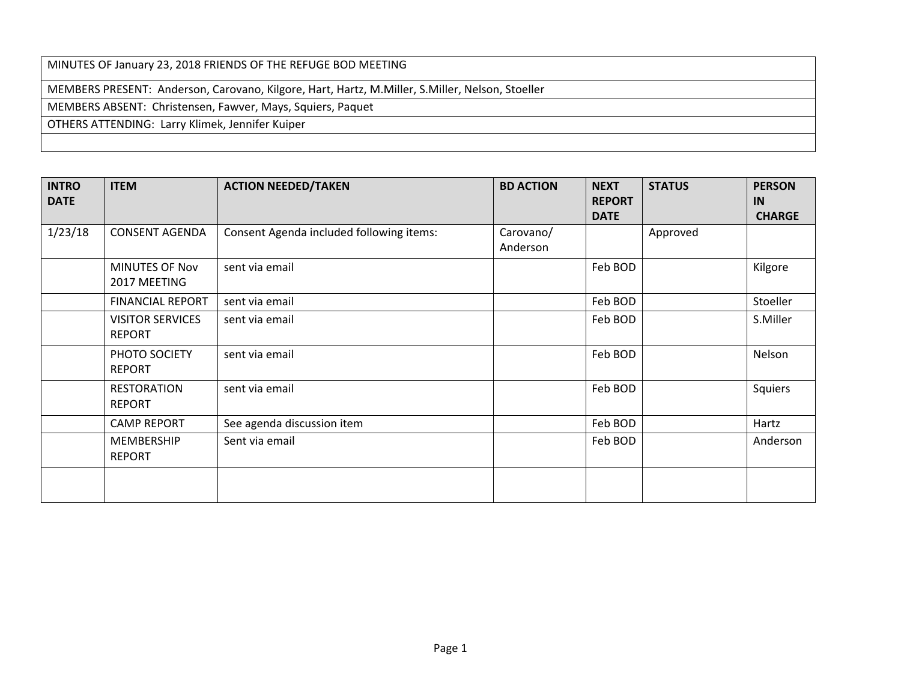| MINUTES OF January 23, 2018 FRIENDS OF THE REFUGE BOD MEETING |
| --- |
| MEMBERS PRESENT: Anderson, Carovano, Kilgore, Hart, Hartz, M.Miller, S.Miller, Nelson, Stoeller |
| MEMBERS ABSENT: Christensen, Fawver, Mays, Squiers, Paquet |
| OTHERS ATTENDING: Larry Klimek, Jennifer Kuiper |
| |

| INTRO DATE | ITEM | ACTION NEEDED/TAKEN | BD ACTION | NEXT REPORT DATE | STATUS | PERSON IN CHARGE |
| --- | --- | --- | --- | --- | --- | --- |
| 1/23/18 | CONSENT AGENDA | Consent Agenda included following items: | Carovano/ Anderson | | Approved | |
| | MINUTES OF Nov 2017 MEETING | sent via email | | Feb BOD | | Kilgore |
| | FINANCIAL REPORT | sent via email | | Feb BOD | | Stoeller |
| | VISITOR SERVICES REPORT | sent via email | | Feb BOD | | S.Miller |
| | PHOTO SOCIETY REPORT | sent via email | | Feb BOD | | Nelson |
| | RESTORATION REPORT | sent via email | | Feb BOD | | Squiers |
| | CAMP REPORT | See agenda discussion item | | Feb BOD | | Hartz |
| | MEMBERSHIP REPORT | Sent via email | | Feb BOD | | Anderson |
| | | | | | | |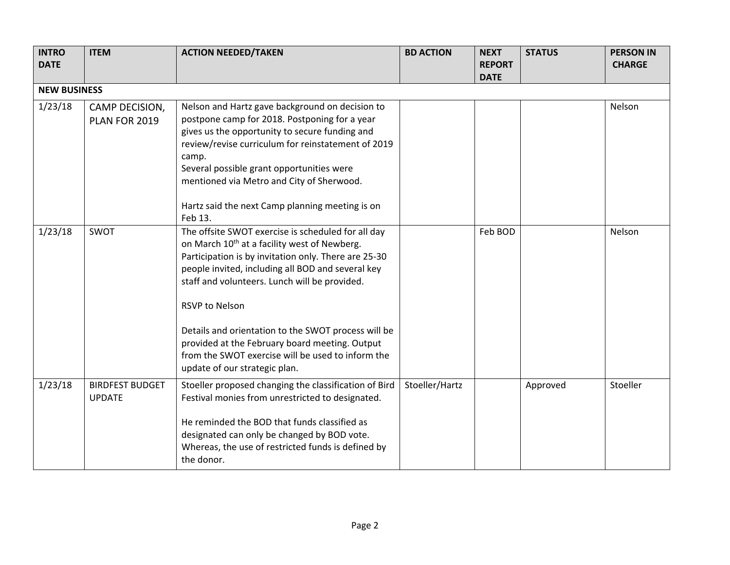| INTRO DATE | ITEM | ACTION NEEDED/TAKEN | BD ACTION | NEXT REPORT DATE | STATUS | PERSON IN CHARGE |
|---|---|---|---|---|---|---|
| **NEW BUSINESS** | | | | | | |
| 1/23/18 | CAMP DECISION, PLAN FOR 2019 | Nelson and Hartz gave background on decision to postpone camp for 2018. Postponing for a year gives us the opportunity to secure funding and review/revise curriculum for reinstatement of 2019 camp.<br>Several possible grant opportunities were mentioned via Metro and City of Sherwood.<br><br>Hartz said the next Camp planning meeting is on Feb 13. | | | | Nelson |
| 1/23/18 | SWOT | The offsite SWOT exercise is scheduled for all day on March 10th at a facility west of Newberg. Participation is by invitation only. There are 25-30 people invited, including all BOD and several key staff and volunteers. Lunch will be provided.<br><br>RSVP to Nelson<br><br>Details and orientation to the SWOT process will be provided at the February board meeting. Output from the SWOT exercise will be used to inform the update of our strategic plan. | | Feb BOD | | Nelson |
| 1/23/18 | BIRDFEST BUDGET UPDATE | Stoeller proposed changing the classification of Bird Festival monies from unrestricted to designated.<br><br>He reminded the BOD that funds classified as designated can only be changed by BOD vote. Whereas, the use of restricted funds is defined by the donor. | Stoeller/Hartz | | Approved | Stoeller |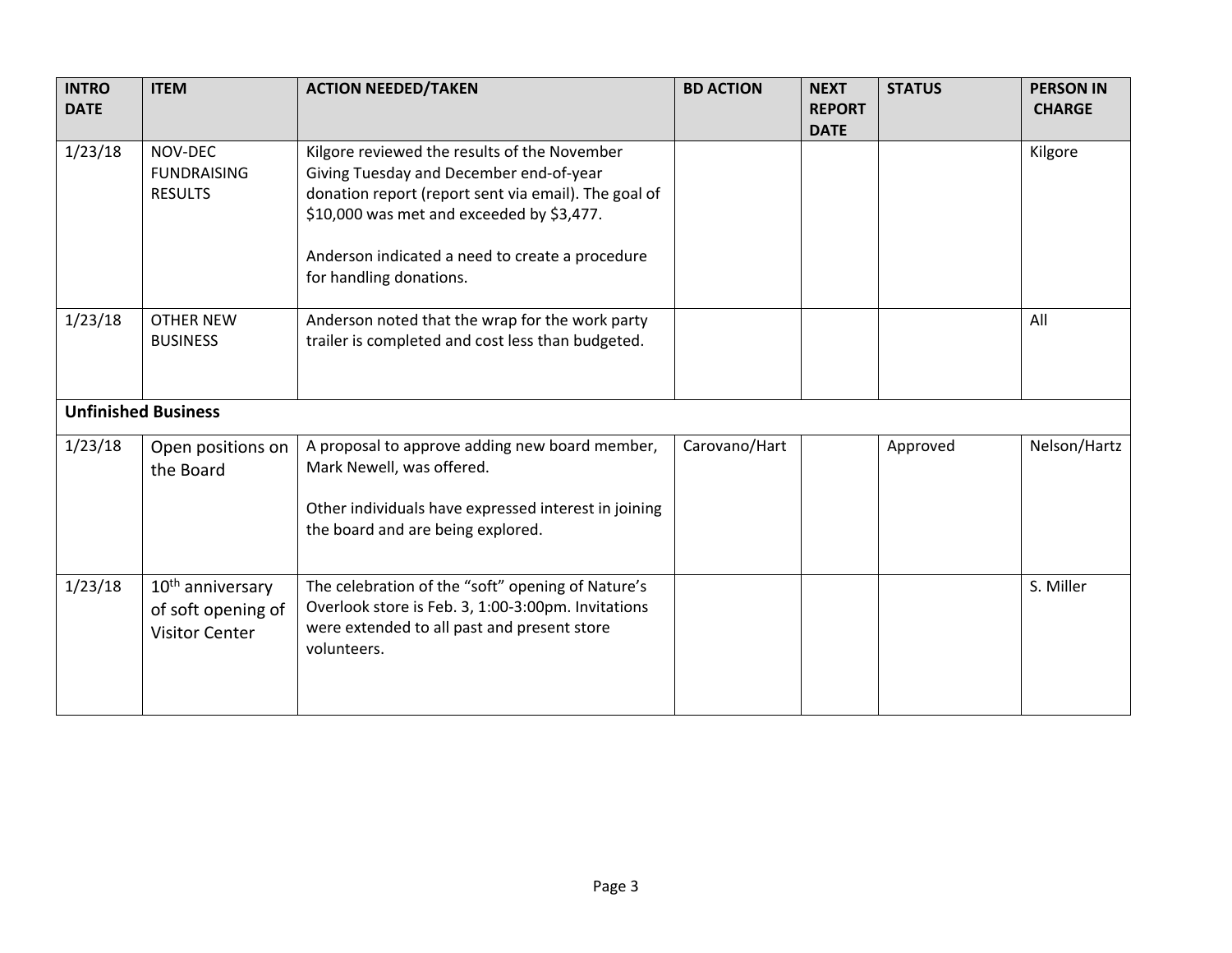| INTRO DATE | ITEM | ACTION NEEDED/TAKEN | BD ACTION | NEXT REPORT DATE | STATUS | PERSON IN CHARGE |
|---|---|---|---|---|---|---|
| 1/23/18 | NOV-DEC FUNDRAISING RESULTS | Kilgore reviewed the results of the November Giving Tuesday and December end-of-year donation report (report sent via email). The goal of $10,000 was met and exceeded by $3,477.<br><br>Anderson indicated a need to create a procedure for handling donations. | | | | Kilgore |
| 1/23/18 | OTHER NEW BUSINESS | Anderson noted that the wrap for the work party trailer is completed and cost less than budgeted. | | | | All |
| **Unfinished Business** | | | | | | |
| 1/23/18 | Open positions on the Board | A proposal to approve adding new board member, Mark Newell, was offered.<br><br>Other individuals have expressed interest in joining the board and are being explored. | Carovano/Hart | | Approved | Nelson/Hartz |
| 1/23/18 | 10th anniversary of soft opening of Visitor Center | The celebration of the "soft" opening of Nature's Overlook store is Feb. 3, 1:00-3:00pm. Invitations were extended to all past and present store volunteers. | | | | S. Miller |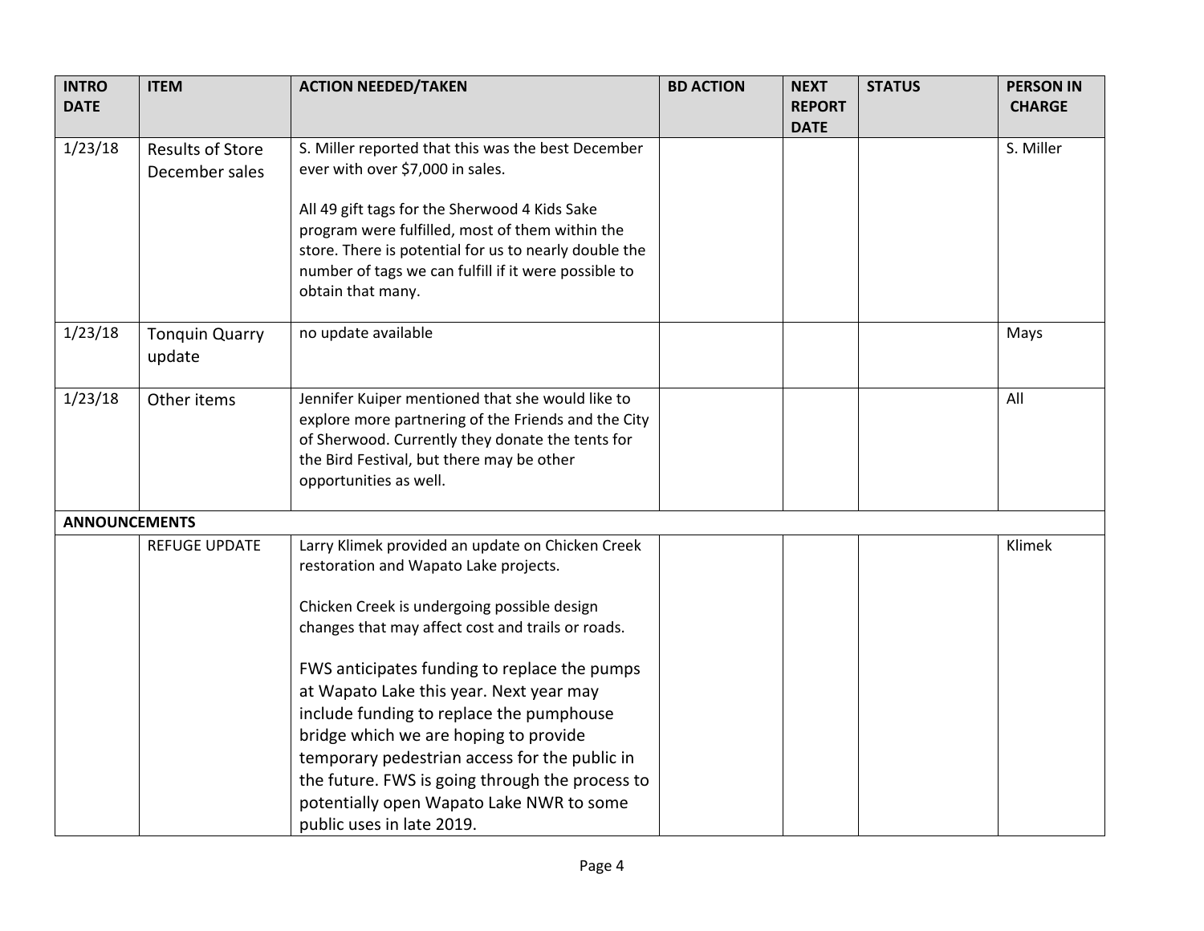| INTRO DATE | ITEM | ACTION NEEDED/TAKEN | BD ACTION | NEXT REPORT DATE | STATUS | PERSON IN CHARGE |
|---|---|---|---|---|---|---|
| 1/23/18 | Results of Store December sales | S. Miller reported that this was the best December ever with over $7,000 in sales.<br><br>All 49 gift tags for the Sherwood 4 Kids Sake program were fulfilled, most of them within the store. There is potential for us to nearly double the number of tags we can fulfill if it were possible to obtain that many. | | | | S. Miller |
| 1/23/18 | Tonquin Quarry update | no update available | | | | Mays |
| 1/23/18 | Other items | Jennifer Kuiper mentioned that she would like to explore more partnering of the Friends and the City of Sherwood. Currently they donate the tents for the Bird Festival, but there may be other opportunities as well. | | | | All |
| **ANNOUNCEMENTS** | | | | | | |
| | REFUGE UPDATE | Larry Klimek provided an update on Chicken Creek restoration and Wapato Lake projects.<br><br>Chicken Creek is undergoing possible design changes that may affect cost and trails or roads.<br><br>FWS anticipates funding to replace the pumps at Wapato Lake this year. Next year may include funding to replace the pumphouse bridge which we are hoping to provide temporary pedestrian access for the public in the future. FWS is going through the process to potentially open Wapato Lake NWR to some public uses in late 2019. | | | | Klimek |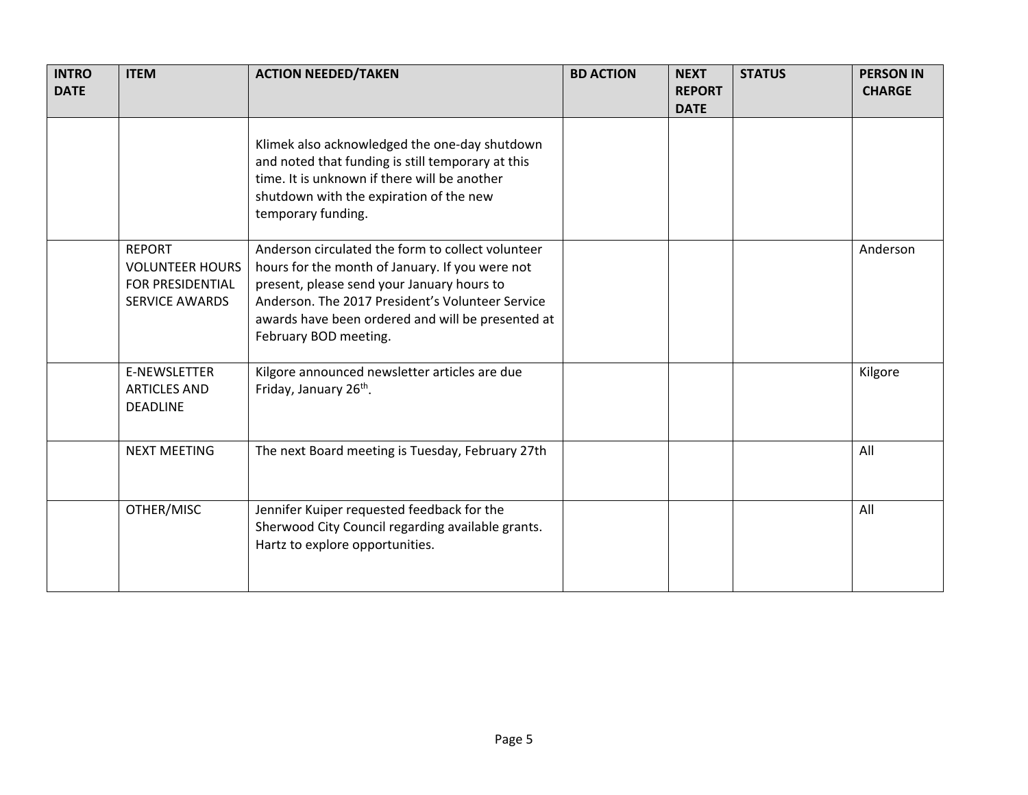| INTRO DATE | ITEM | ACTION NEEDED/TAKEN | BD ACTION | NEXT REPORT DATE | STATUS | PERSON IN CHARGE |
| --- | --- | --- | --- | --- | --- | --- |
| | | Klimek also acknowledged the one-day shutdown and noted that funding is still temporary at this time. It is unknown if there will be another shutdown with the expiration of the new temporary funding. | | | | |
| | REPORT VOLUNTEER HOURS FOR PRESIDENTIAL SERVICE AWARDS | Anderson circulated the form to collect volunteer hours for the month of January. If you were not present, please send your January hours to Anderson. The 2017 President's Volunteer Service awards have been ordered and will be presented at February BOD meeting. | | | | Anderson |
| | E-NEWSLETTER ARTICLES AND DEADLINE | Kilgore announced newsletter articles are due Friday, January 26th. | | | | Kilgore |
| | NEXT MEETING | The next Board meeting is Tuesday, February 27th | | | | All |
| | OTHER/MISC | Jennifer Kuiper requested feedback for the Sherwood City Council regarding available grants. Hartz to explore opportunities. | | | | All |